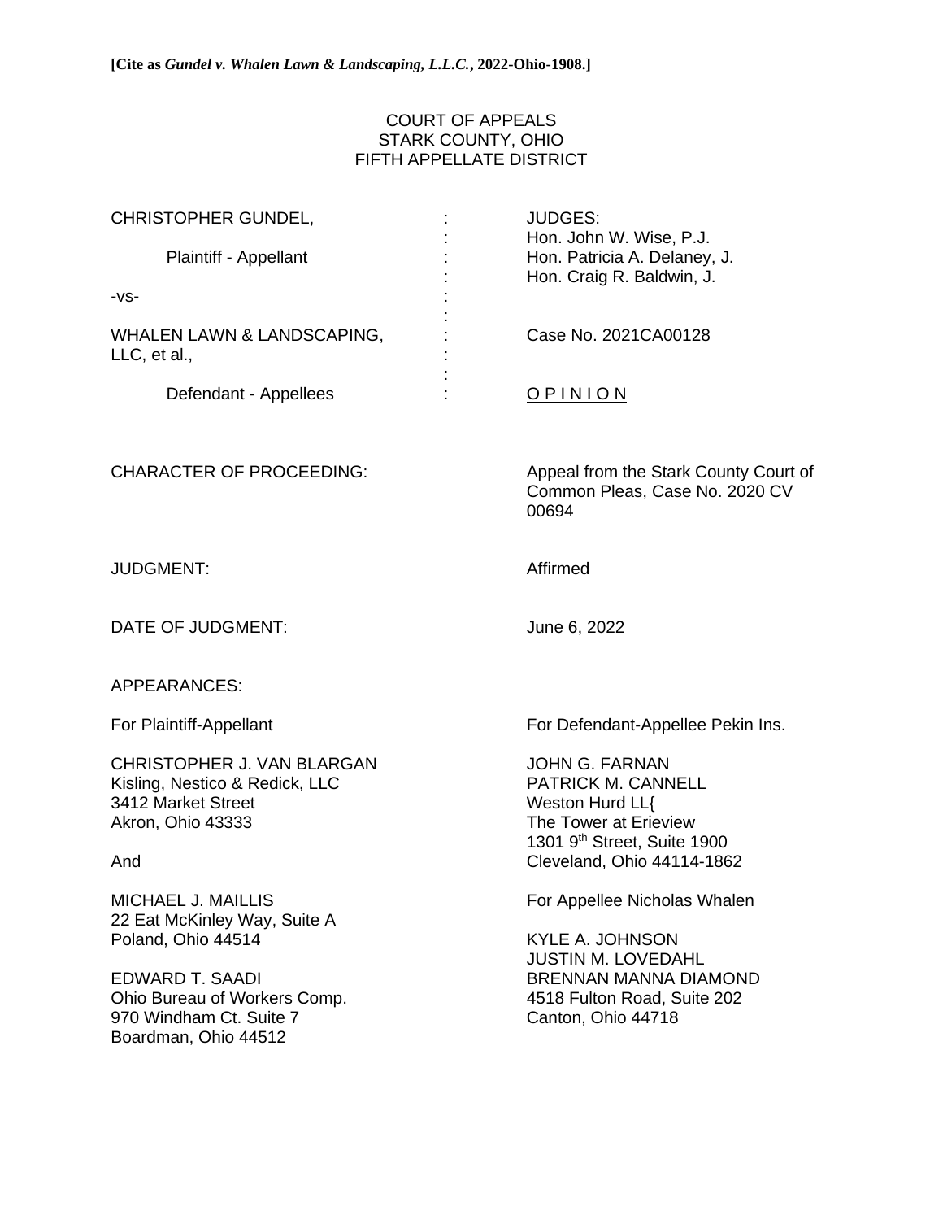**[Cite as *Gundel v. Whalen Lawn & Landscaping, L.L.C.*, 2022-Ohio-1908.]**

COURT OF APPEALS
STARK COUNTY, OHIO
FIFTH APPELLATE DISTRICT

| | | |
|---|---|---|
| CHRISTOPHER GUNDEL, | : | JUDGES: |
| | : | Hon. John W. Wise, P.J. |
| Plaintiff - Appellant | : | Hon. Patricia A. Delaney, J. |
| | : | Hon. Craig R. Baldwin, J. |
| -vs- | : | |
| | : | |
| WHALEN LAWN & LANDSCAPING, LLC, et al., | : | Case No. 2021CA00128 |
| | : | |
| Defendant - Appellees | : | O P I N I O N |

CHARACTER OF PROCEEDING: Appeal from the Stark County Court of Common Pleas, Case No. 2020 CV 00694

JUDGMENT: Affirmed

DATE OF JUDGMENT: June 6, 2022

APPEARANCES:

For Plaintiff-Appellant

CHRISTOPHER J. VAN BLARGAN
Kisling, Nestico & Redick, LLC
3412 Market Street
Akron, Ohio 43333

And

MICHAEL J. MAILLIS
22 Eat McKinley Way, Suite A
Poland, Ohio 44514

EDWARD T. SAADI
Ohio Bureau of Workers Comp.
970 Windham Ct. Suite 7
Boardman, Ohio 44512

For Defendant-Appellee Pekin Ins.

JOHN G. FARNAN
PATRICK M. CANNELL
Weston Hurd LL{
The Tower at Erieview
1301 9th Street, Suite 1900
Cleveland, Ohio 44114-1862

For Appellee Nicholas Whalen

KYLE A. JOHNSON
JUSTIN M. LOVEDAHL
BRENNAN MANNA DIAMOND
4518 Fulton Road, Suite 202
Canton, Ohio 44718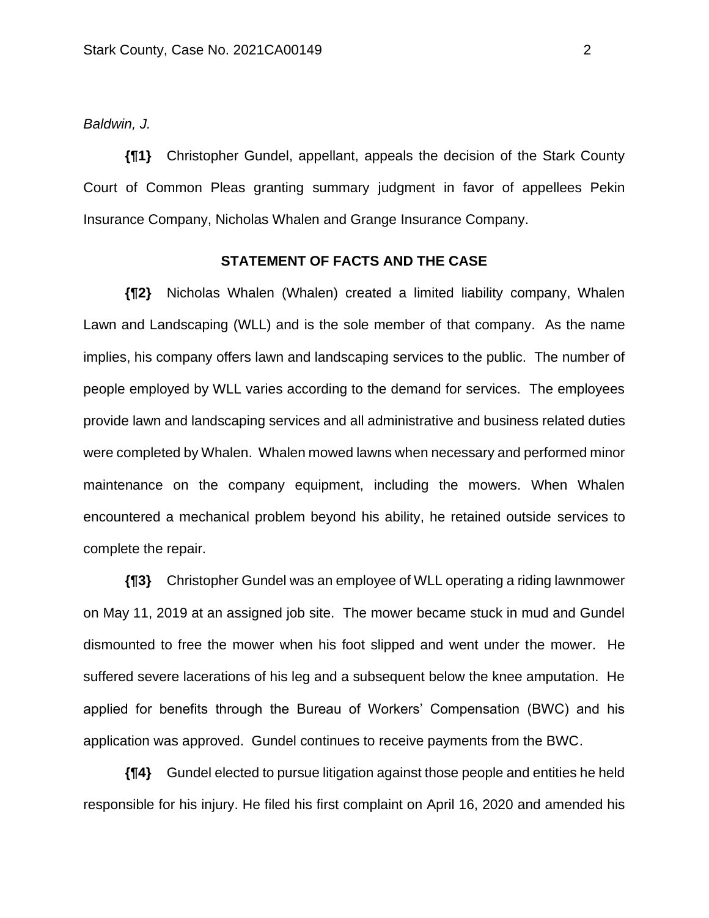*Baldwin, J.*

**{¶1}** Christopher Gundel, appellant, appeals the decision of the Stark County Court of Common Pleas granting summary judgment in favor of appellees Pekin Insurance Company, Nicholas Whalen and Grange Insurance Company.

**STATEMENT OF FACTS AND THE CASE**

**{¶2}** Nicholas Whalen (Whalen) created a limited liability company, Whalen Lawn and Landscaping (WLL) and is the sole member of that company. As the name implies, his company offers lawn and landscaping services to the public. The number of people employed by WLL varies according to the demand for services. The employees provide lawn and landscaping services and all administrative and business related duties were completed by Whalen. Whalen mowed lawns when necessary and performed minor maintenance on the company equipment, including the mowers. When Whalen encountered a mechanical problem beyond his ability, he retained outside services to complete the repair.

**{¶3}** Christopher Gundel was an employee of WLL operating a riding lawnmower on May 11, 2019 at an assigned job site. The mower became stuck in mud and Gundel dismounted to free the mower when his foot slipped and went under the mower. He suffered severe lacerations of his leg and a subsequent below the knee amputation. He applied for benefits through the Bureau of Workers' Compensation (BWC) and his application was approved. Gundel continues to receive payments from the BWC.

**{¶4}** Gundel elected to pursue litigation against those people and entities he held responsible for his injury. He filed his first complaint on April 16, 2020 and amended his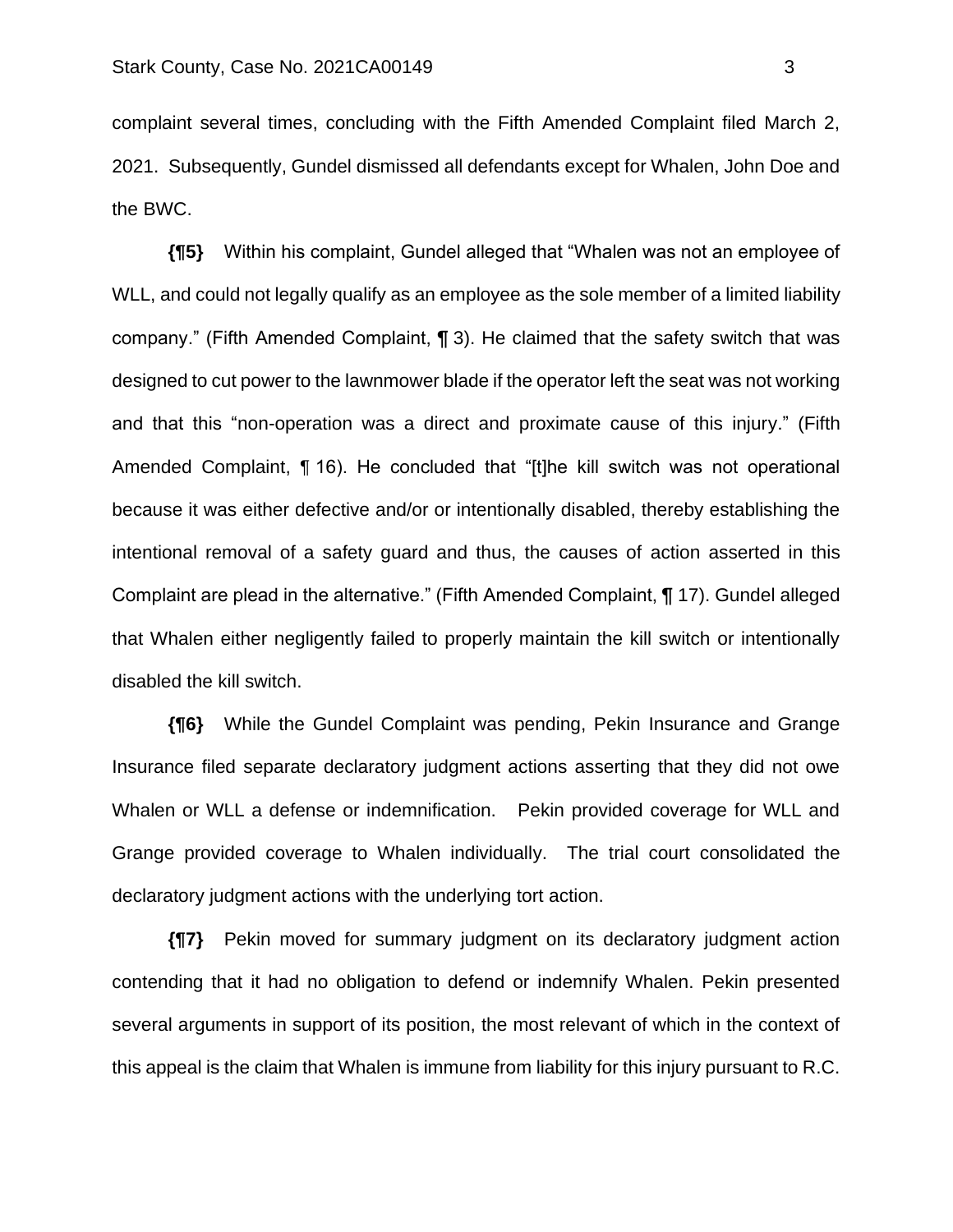complaint several times, concluding with the Fifth Amended Complaint filed March 2, 2021. Subsequently, Gundel dismissed all defendants except for Whalen, John Doe and the BWC.

**{¶5}** Within his complaint, Gundel alleged that "Whalen was not an employee of WLL, and could not legally qualify as an employee as the sole member of a limited liability company." (Fifth Amended Complaint, ¶ 3). He claimed that the safety switch that was designed to cut power to the lawnmower blade if the operator left the seat was not working and that this "non-operation was a direct and proximate cause of this injury." (Fifth Amended Complaint, ¶ 16). He concluded that "[t]he kill switch was not operational because it was either defective and/or or intentionally disabled, thereby establishing the intentional removal of a safety guard and thus, the causes of action asserted in this Complaint are plead in the alternative." (Fifth Amended Complaint, ¶ 17). Gundel alleged that Whalen either negligently failed to properly maintain the kill switch or intentionally disabled the kill switch.

**{¶6}** While the Gundel Complaint was pending, Pekin Insurance and Grange Insurance filed separate declaratory judgment actions asserting that they did not owe Whalen or WLL a defense or indemnification. Pekin provided coverage for WLL and Grange provided coverage to Whalen individually. The trial court consolidated the declaratory judgment actions with the underlying tort action.

**{¶7}** Pekin moved for summary judgment on its declaratory judgment action contending that it had no obligation to defend or indemnify Whalen. Pekin presented several arguments in support of its position, the most relevant of which in the context of this appeal is the claim that Whalen is immune from liability for this injury pursuant to R.C.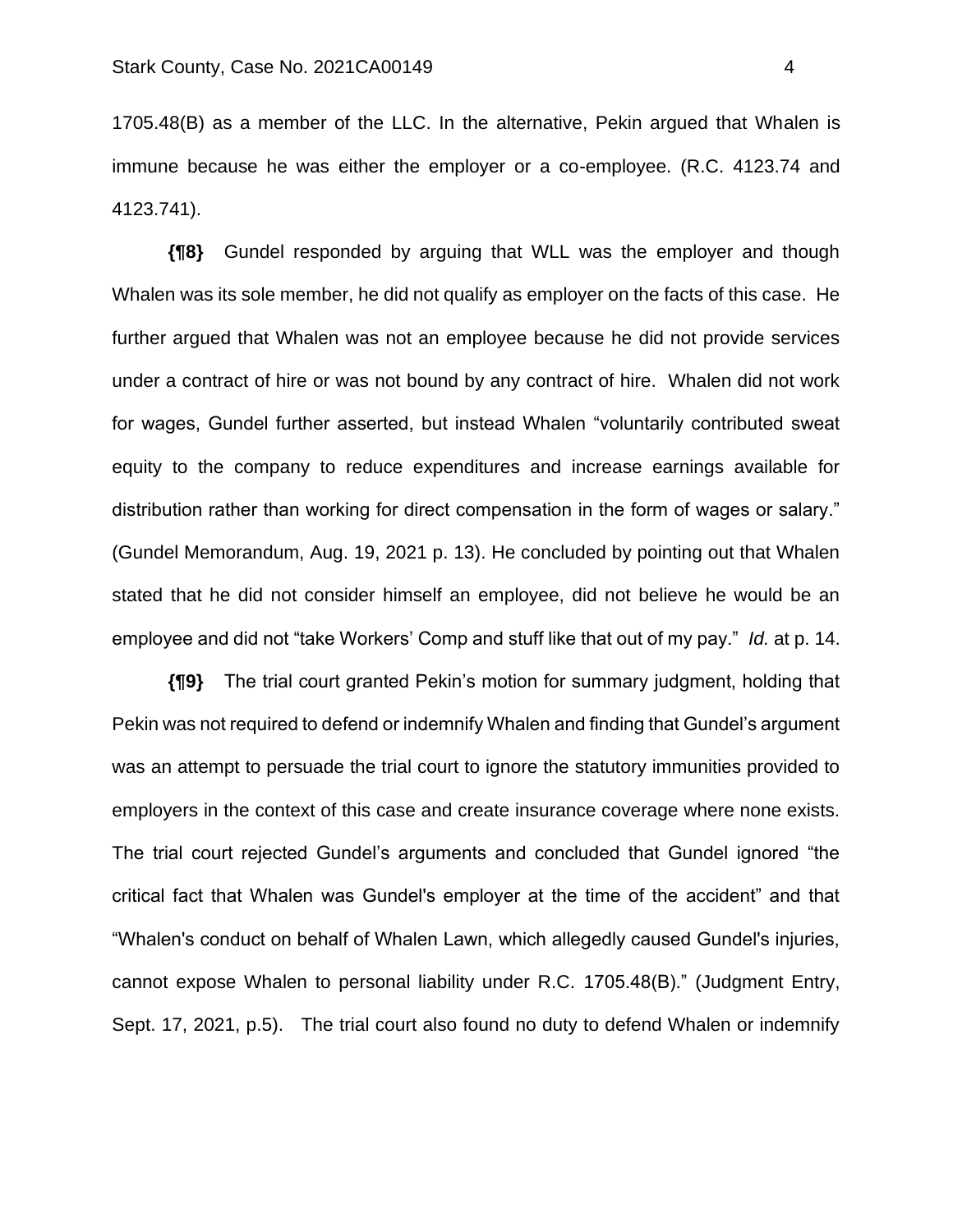1705.48(B) as a member of the LLC. In the alternative, Pekin argued that Whalen is immune because he was either the employer or a co-employee. (R.C. 4123.74 and 4123.741).

**{¶8}** Gundel responded by arguing that WLL was the employer and though Whalen was its sole member, he did not qualify as employer on the facts of this case. He further argued that Whalen was not an employee because he did not provide services under a contract of hire or was not bound by any contract of hire. Whalen did not work for wages, Gundel further asserted, but instead Whalen "voluntarily contributed sweat equity to the company to reduce expenditures and increase earnings available for distribution rather than working for direct compensation in the form of wages or salary." (Gundel Memorandum, Aug. 19, 2021 p. 13). He concluded by pointing out that Whalen stated that he did not consider himself an employee, did not believe he would be an employee and did not "take Workers' Comp and stuff like that out of my pay." *Id.* at p. 14.

**{¶9}** The trial court granted Pekin's motion for summary judgment, holding that Pekin was not required to defend or indemnify Whalen and finding that Gundel's argument was an attempt to persuade the trial court to ignore the statutory immunities provided to employers in the context of this case and create insurance coverage where none exists. The trial court rejected Gundel's arguments and concluded that Gundel ignored "the critical fact that Whalen was Gundel's employer at the time of the accident" and that "Whalen's conduct on behalf of Whalen Lawn, which allegedly caused Gundel's injuries, cannot expose Whalen to personal liability under R.C. 1705.48(B)." (Judgment Entry, Sept. 17, 2021, p.5). The trial court also found no duty to defend Whalen or indemnify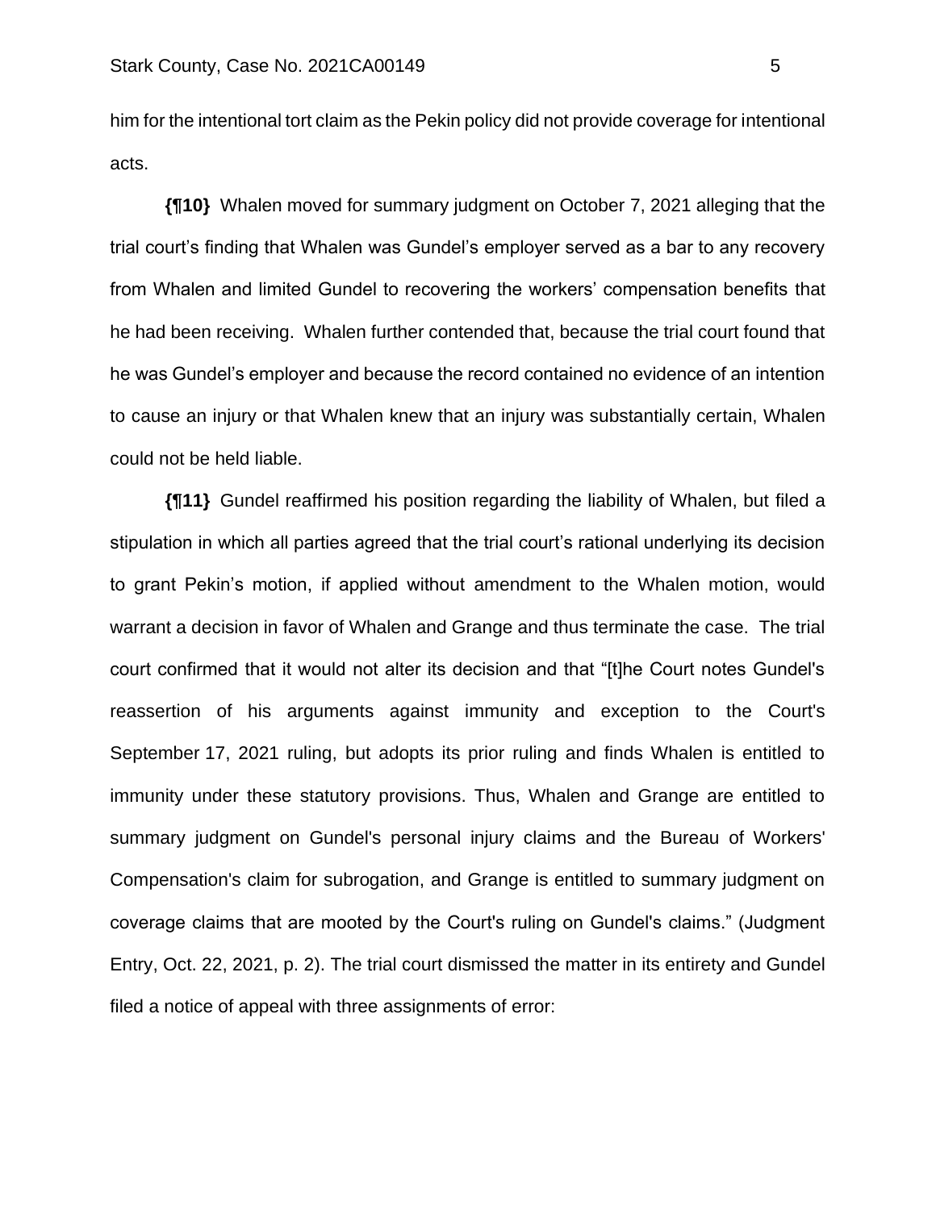him for the intentional tort claim as the Pekin policy did not provide coverage for intentional acts.

**{¶10}** Whalen moved for summary judgment on October 7, 2021 alleging that the trial court's finding that Whalen was Gundel's employer served as a bar to any recovery from Whalen and limited Gundel to recovering the workers' compensation benefits that he had been receiving. Whalen further contended that, because the trial court found that he was Gundel's employer and because the record contained no evidence of an intention to cause an injury or that Whalen knew that an injury was substantially certain, Whalen could not be held liable.

**{¶11}** Gundel reaffirmed his position regarding the liability of Whalen, but filed a stipulation in which all parties agreed that the trial court's rational underlying its decision to grant Pekin's motion, if applied without amendment to the Whalen motion, would warrant a decision in favor of Whalen and Grange and thus terminate the case. The trial court confirmed that it would not alter its decision and that "[t]he Court notes Gundel's reassertion of his arguments against immunity and exception to the Court's September 17, 2021 ruling, but adopts its prior ruling and finds Whalen is entitled to immunity under these statutory provisions. Thus, Whalen and Grange are entitled to summary judgment on Gundel's personal injury claims and the Bureau of Workers' Compensation's claim for subrogation, and Grange is entitled to summary judgment on coverage claims that are mooted by the Court's ruling on Gundel's claims." (Judgment Entry, Oct. 22, 2021, p. 2). The trial court dismissed the matter in its entirety and Gundel filed a notice of appeal with three assignments of error: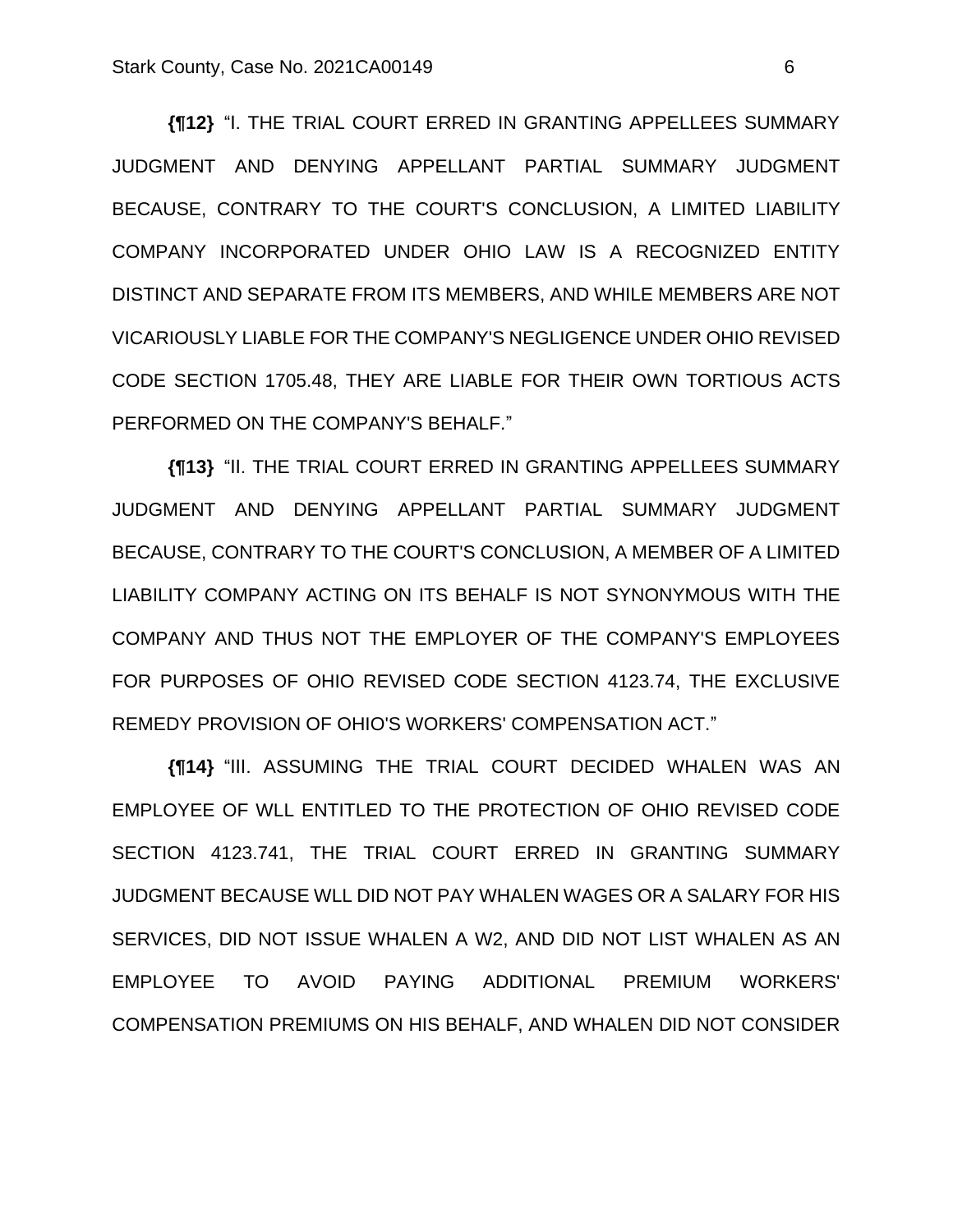**{¶12}** "I. THE TRIAL COURT ERRED IN GRANTING APPELLEES SUMMARY JUDGMENT AND DENYING APPELLANT PARTIAL SUMMARY JUDGMENT BECAUSE, CONTRARY TO THE COURT'S CONCLUSION, A LIMITED LIABILITY COMPANY INCORPORATED UNDER OHIO LAW IS A RECOGNIZED ENTITY DISTINCT AND SEPARATE FROM ITS MEMBERS, AND WHILE MEMBERS ARE NOT VICARIOUSLY LIABLE FOR THE COMPANY'S NEGLIGENCE UNDER OHIO REVISED CODE SECTION 1705.48, THEY ARE LIABLE FOR THEIR OWN TORTIOUS ACTS PERFORMED ON THE COMPANY'S BEHALF."

**{¶13}** "II. THE TRIAL COURT ERRED IN GRANTING APPELLEES SUMMARY JUDGMENT AND DENYING APPELLANT PARTIAL SUMMARY JUDGMENT BECAUSE, CONTRARY TO THE COURT'S CONCLUSION, A MEMBER OF A LIMITED LIABILITY COMPANY ACTING ON ITS BEHALF IS NOT SYNONYMOUS WITH THE COMPANY AND THUS NOT THE EMPLOYER OF THE COMPANY'S EMPLOYEES FOR PURPOSES OF OHIO REVISED CODE SECTION 4123.74, THE EXCLUSIVE REMEDY PROVISION OF OHIO'S WORKERS' COMPENSATION ACT."

**{¶14}** "III. ASSUMING THE TRIAL COURT DECIDED WHALEN WAS AN EMPLOYEE OF WLL ENTITLED TO THE PROTECTION OF OHIO REVISED CODE SECTION 4123.741, THE TRIAL COURT ERRED IN GRANTING SUMMARY JUDGMENT BECAUSE WLL DID NOT PAY WHALEN WAGES OR A SALARY FOR HIS SERVICES, DID NOT ISSUE WHALEN A W2, AND DID NOT LIST WHALEN AS AN EMPLOYEE TO AVOID PAYING ADDITIONAL PREMIUM WORKERS' COMPENSATION PREMIUMS ON HIS BEHALF, AND WHALEN DID NOT CONSIDER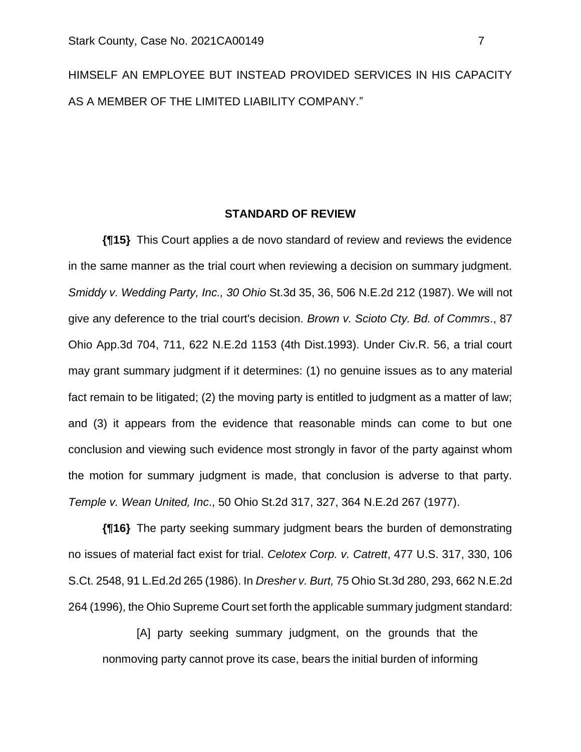HIMSELF AN EMPLOYEE BUT INSTEAD PROVIDED SERVICES IN HIS CAPACITY AS A MEMBER OF THE LIMITED LIABILITY COMPANY."

**STANDARD OF REVIEW**

**{¶15}** This Court applies a de novo standard of review and reviews the evidence in the same manner as the trial court when reviewing a decision on summary judgment. *Smiddy v. Wedding Party, Inc., 30 Ohio* St.3d 35, 36, 506 N.E.2d 212 (1987). We will not give any deference to the trial court's decision. *Brown v. Scioto Cty. Bd. of Commrs*., 87 Ohio App.3d 704, 711, 622 N.E.2d 1153 (4th Dist.1993). Under Civ.R. 56, a trial court may grant summary judgment if it determines: (1) no genuine issues as to any material fact remain to be litigated; (2) the moving party is entitled to judgment as a matter of law; and (3) it appears from the evidence that reasonable minds can come to but one conclusion and viewing such evidence most strongly in favor of the party against whom the motion for summary judgment is made, that conclusion is adverse to that party. *Temple v. Wean United, Inc*., 50 Ohio St.2d 317, 327, 364 N.E.2d 267 (1977).

**{¶16}** The party seeking summary judgment bears the burden of demonstrating no issues of material fact exist for trial. *Celotex Corp. v. Catrett*, 477 U.S. 317, 330, 106 S.Ct. 2548, 91 L.Ed.2d 265 (1986). In *Dresher v. Burt,* 75 Ohio St.3d 280, 293, 662 N.E.2d 264 (1996), the Ohio Supreme Court set forth the applicable summary judgment standard:

> [A] party seeking summary judgment, on the grounds that the nonmoving party cannot prove its case, bears the initial burden of informing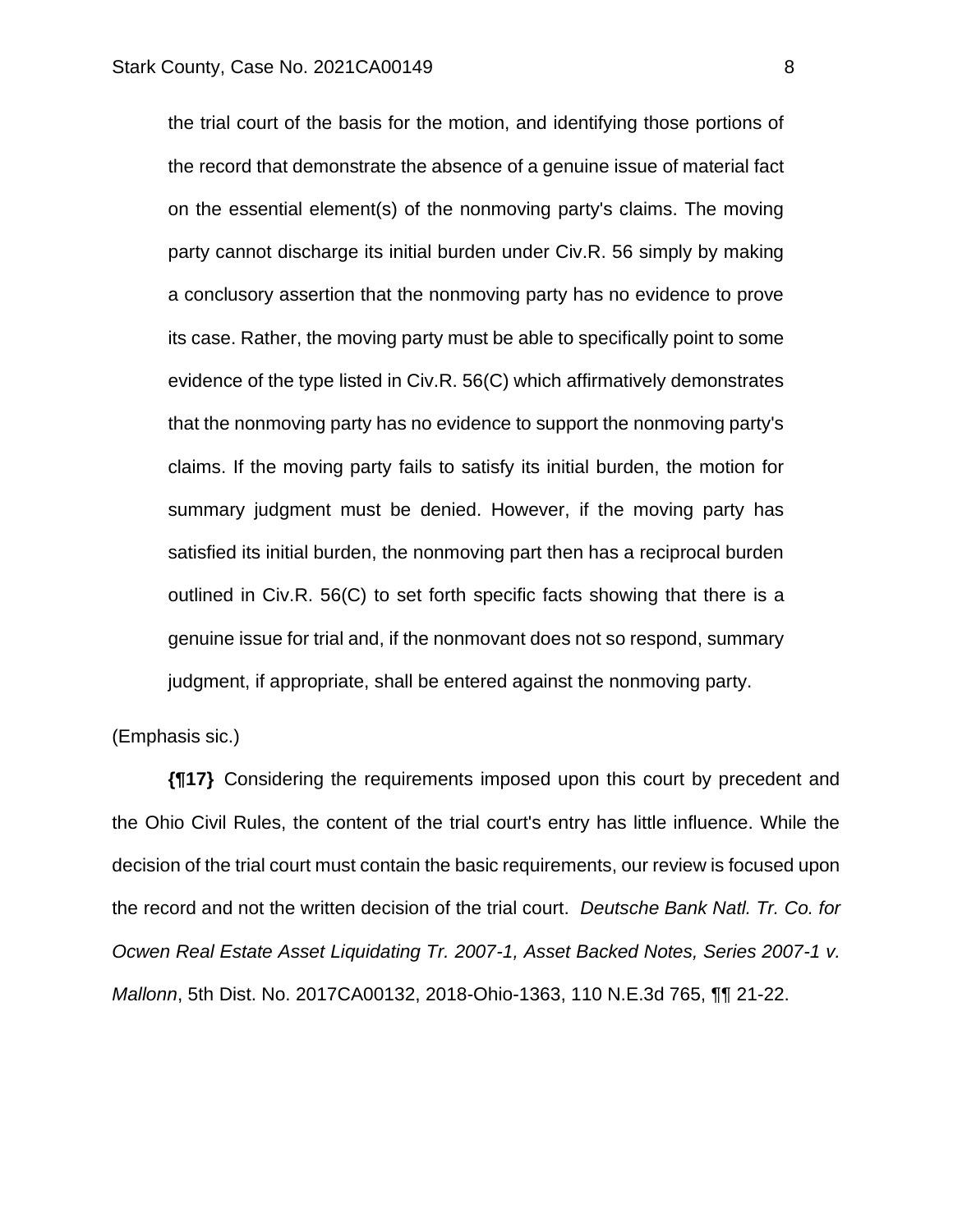> the trial court of the basis for the motion, and identifying those portions of the record that demonstrate the absence of a genuine issue of material fact on the essential element(s) of the nonmoving party's claims. The moving party cannot discharge its initial burden under Civ.R. 56 simply by making a conclusory assertion that the nonmoving party has no evidence to prove its case. Rather, the moving party must be able to specifically point to some evidence of the type listed in Civ.R. 56(C) which affirmatively demonstrates that the nonmoving party has no evidence to support the nonmoving party's claims. If the moving party fails to satisfy its initial burden, the motion for summary judgment must be denied. However, if the moving party has satisfied its initial burden, the nonmoving part then has a reciprocal burden outlined in Civ.R. 56(C) to set forth specific facts showing that there is a genuine issue for trial and, if the nonmovant does not so respond, summary judgment, if appropriate, shall be entered against the nonmoving party.

(Emphasis sic.)

**{¶17}** Considering the requirements imposed upon this court by precedent and the Ohio Civil Rules, the content of the trial court's entry has little influence. While the decision of the trial court must contain the basic requirements, our review is focused upon the record and not the written decision of the trial court. *Deutsche Bank Natl. Tr. Co. for Ocwen Real Estate Asset Liquidating Tr. 2007-1, Asset Backed Notes, Series 2007-1 v. Mallonn*, 5th Dist. No. 2017CA00132, 2018-Ohio-1363, 110 N.E.3d 765, ¶¶ 21-22.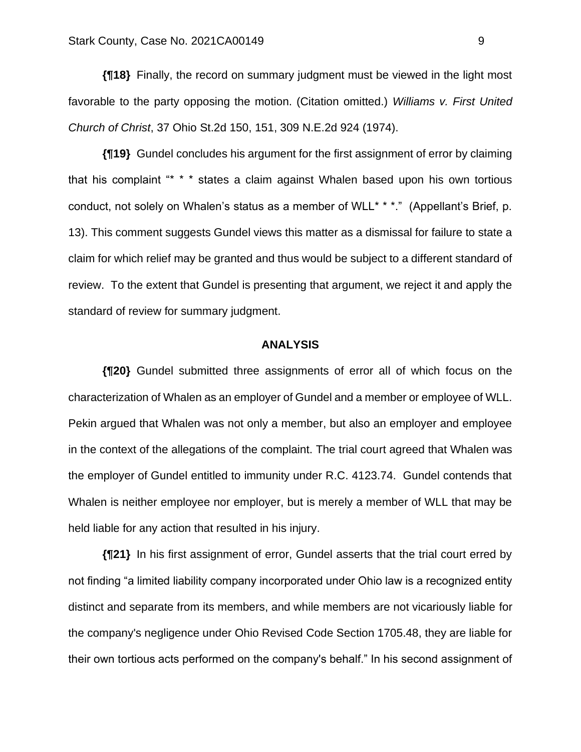**{¶18}** Finally, the record on summary judgment must be viewed in the light most favorable to the party opposing the motion. (Citation omitted.) *Williams v. First United Church of Christ*, 37 Ohio St.2d 150, 151, 309 N.E.2d 924 (1974).

**{¶19}** Gundel concludes his argument for the first assignment of error by claiming that his complaint "* * * states a claim against Whalen based upon his own tortious conduct, not solely on Whalen's status as a member of WLL* * *." (Appellant's Brief, p. 13). This comment suggests Gundel views this matter as a dismissal for failure to state a claim for which relief may be granted and thus would be subject to a different standard of review. To the extent that Gundel is presenting that argument, we reject it and apply the standard of review for summary judgment.

## ANALYSIS

**{¶20}** Gundel submitted three assignments of error all of which focus on the characterization of Whalen as an employer of Gundel and a member or employee of WLL. Pekin argued that Whalen was not only a member, but also an employer and employee in the context of the allegations of the complaint. The trial court agreed that Whalen was the employer of Gundel entitled to immunity under R.C. 4123.74. Gundel contends that Whalen is neither employee nor employer, but is merely a member of WLL that may be held liable for any action that resulted in his injury.

**{¶21}** In his first assignment of error, Gundel asserts that the trial court erred by not finding "a limited liability company incorporated under Ohio law is a recognized entity distinct and separate from its members, and while members are not vicariously liable for the company's negligence under Ohio Revised Code Section 1705.48, they are liable for their own tortious acts performed on the company's behalf." In his second assignment of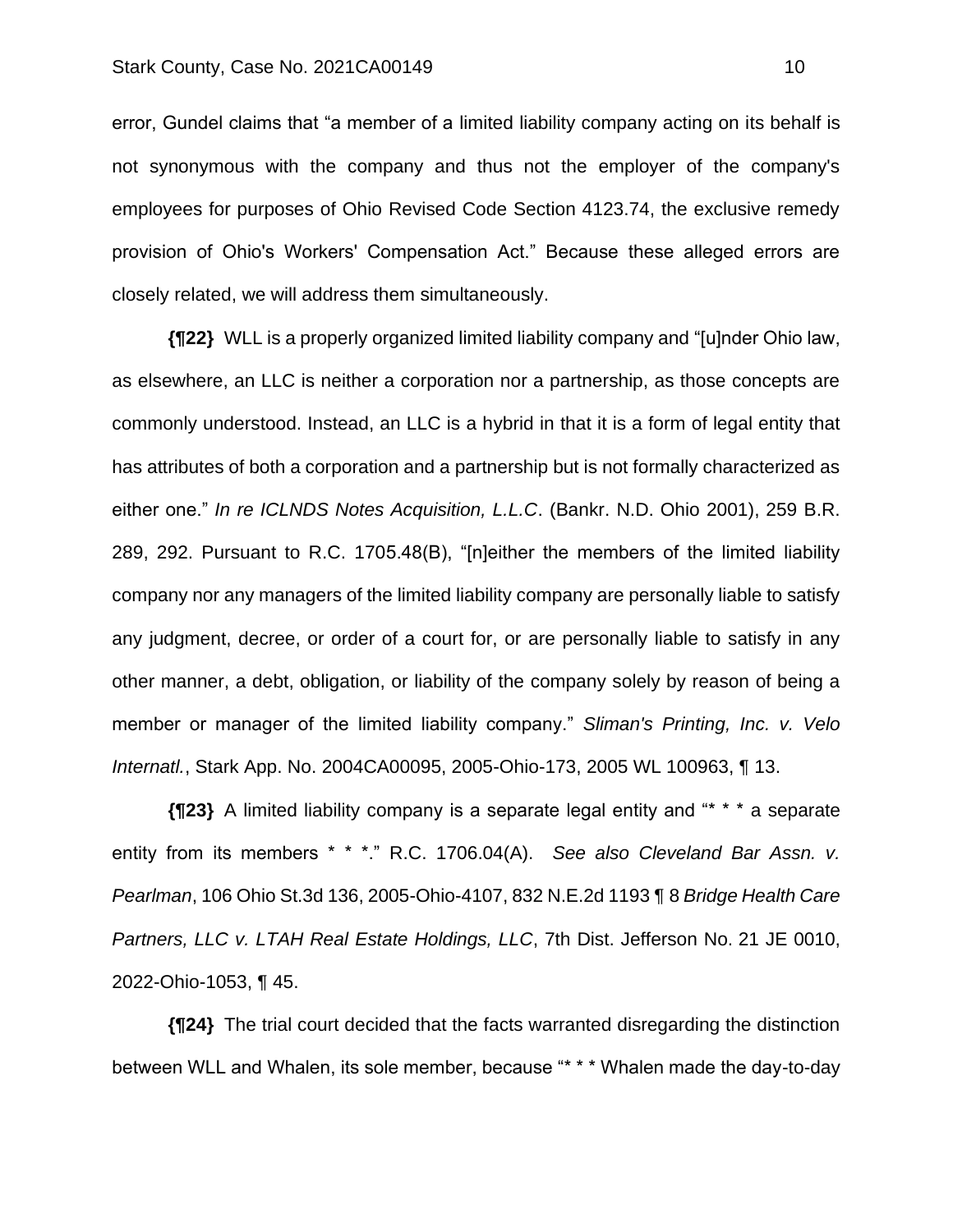error, Gundel claims that "a member of a limited liability company acting on its behalf is not synonymous with the company and thus not the employer of the company's employees for purposes of Ohio Revised Code Section 4123.74, the exclusive remedy provision of Ohio's Workers' Compensation Act." Because these alleged errors are closely related, we will address them simultaneously.

**{¶22}** WLL is a properly organized limited liability company and "[u]nder Ohio law, as elsewhere, an LLC is neither a corporation nor a partnership, as those concepts are commonly understood. Instead, an LLC is a hybrid in that it is a form of legal entity that has attributes of both a corporation and a partnership but is not formally characterized as either one." *In re ICLNDS Notes Acquisition, L.L.C*. (Bankr. N.D. Ohio 2001), 259 B.R. 289, 292. Pursuant to R.C. 1705.48(B), "[n]either the members of the limited liability company nor any managers of the limited liability company are personally liable to satisfy any judgment, decree, or order of a court for, or are personally liable to satisfy in any other manner, a debt, obligation, or liability of the company solely by reason of being a member or manager of the limited liability company." *Sliman's Printing, Inc. v. Velo Internatl.*, Stark App. No. 2004CA00095, 2005-Ohio-173, 2005 WL 100963, ¶ 13.

**{¶23}** A limited liability company is a separate legal entity and "* * * a separate entity from its members * * *." R.C. 1706.04(A). *See also Cleveland Bar Assn. v. Pearlman*, 106 Ohio St.3d 136, 2005-Ohio-4107, 832 N.E.2d 1193 ¶ 8 *Bridge Health Care Partners, LLC v. LTAH Real Estate Holdings, LLC*, 7th Dist. Jefferson No. 21 JE 0010, 2022-Ohio-1053, ¶ 45.

**{¶24}** The trial court decided that the facts warranted disregarding the distinction between WLL and Whalen, its sole member, because "* * * Whalen made the day-to-day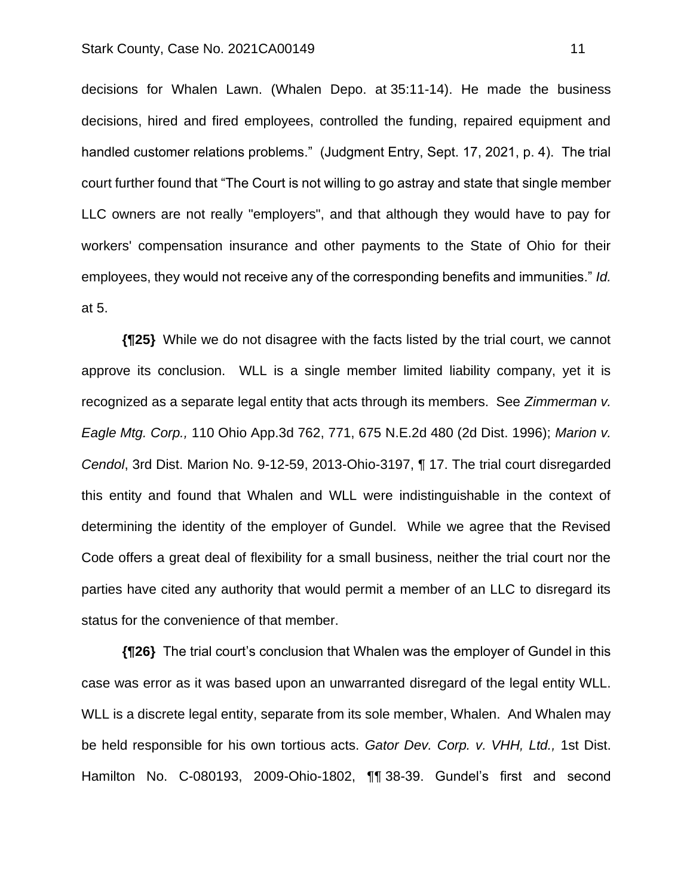decisions for Whalen Lawn. (Whalen Depo. at 35:11-14). He made the business decisions, hired and fired employees, controlled the funding, repaired equipment and handled customer relations problems." (Judgment Entry, Sept. 17, 2021, p. 4). The trial court further found that "The Court is not willing to go astray and state that single member LLC owners are not really "employers", and that although they would have to pay for workers' compensation insurance and other payments to the State of Ohio for their employees, they would not receive any of the corresponding benefits and immunities." *Id.* at 5.

**{¶25}** While we do not disagree with the facts listed by the trial court, we cannot approve its conclusion. WLL is a single member limited liability company, yet it is recognized as a separate legal entity that acts through its members. See *Zimmerman v. Eagle Mtg. Corp.,* 110 Ohio App.3d 762, 771, 675 N.E.2d 480 (2d Dist. 1996); *Marion v. Cendol*, 3rd Dist. Marion No. 9-12-59, 2013-Ohio-3197, ¶ 17. The trial court disregarded this entity and found that Whalen and WLL were indistinguishable in the context of determining the identity of the employer of Gundel. While we agree that the Revised Code offers a great deal of flexibility for a small business, neither the trial court nor the parties have cited any authority that would permit a member of an LLC to disregard its status for the convenience of that member.

**{¶26}** The trial court's conclusion that Whalen was the employer of Gundel in this case was error as it was based upon an unwarranted disregard of the legal entity WLL. WLL is a discrete legal entity, separate from its sole member, Whalen. And Whalen may be held responsible for his own tortious acts. *Gator Dev. Corp. v. VHH, Ltd.,* 1st Dist. Hamilton No. C-080193, 2009-Ohio-1802, ¶¶ 38-39. Gundel's first and second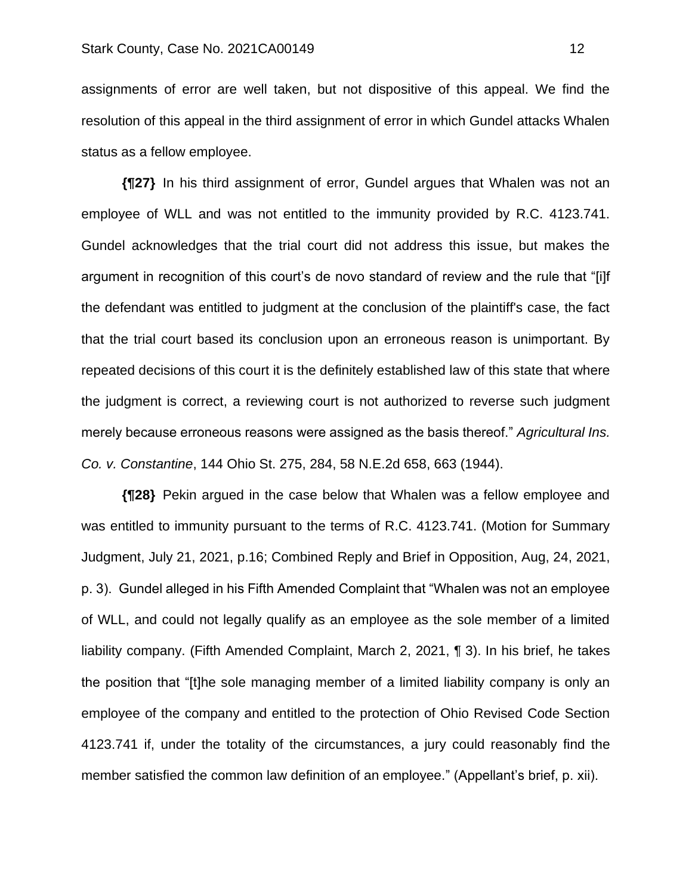assignments of error are well taken, but not dispositive of this appeal. We find the resolution of this appeal in the third assignment of error in which Gundel attacks Whalen status as a fellow employee.

**{¶27}** In his third assignment of error, Gundel argues that Whalen was not an employee of WLL and was not entitled to the immunity provided by R.C. 4123.741. Gundel acknowledges that the trial court did not address this issue, but makes the argument in recognition of this court's de novo standard of review and the rule that "[i]f the defendant was entitled to judgment at the conclusion of the plaintiff's case, the fact that the trial court based its conclusion upon an erroneous reason is unimportant. By repeated decisions of this court it is the definitely established law of this state that where the judgment is correct, a reviewing court is not authorized to reverse such judgment merely because erroneous reasons were assigned as the basis thereof." *Agricultural Ins. Co. v. Constantine*, 144 Ohio St. 275, 284, 58 N.E.2d 658, 663 (1944).

**{¶28}** Pekin argued in the case below that Whalen was a fellow employee and was entitled to immunity pursuant to the terms of R.C. 4123.741. (Motion for Summary Judgment, July 21, 2021, p.16; Combined Reply and Brief in Opposition, Aug, 24, 2021, p. 3). Gundel alleged in his Fifth Amended Complaint that "Whalen was not an employee of WLL, and could not legally qualify as an employee as the sole member of a limited liability company. (Fifth Amended Complaint, March 2, 2021, ¶ 3). In his brief, he takes the position that "[t]he sole managing member of a limited liability company is only an employee of the company and entitled to the protection of Ohio Revised Code Section 4123.741 if, under the totality of the circumstances, a jury could reasonably find the member satisfied the common law definition of an employee." (Appellant's brief, p. xii).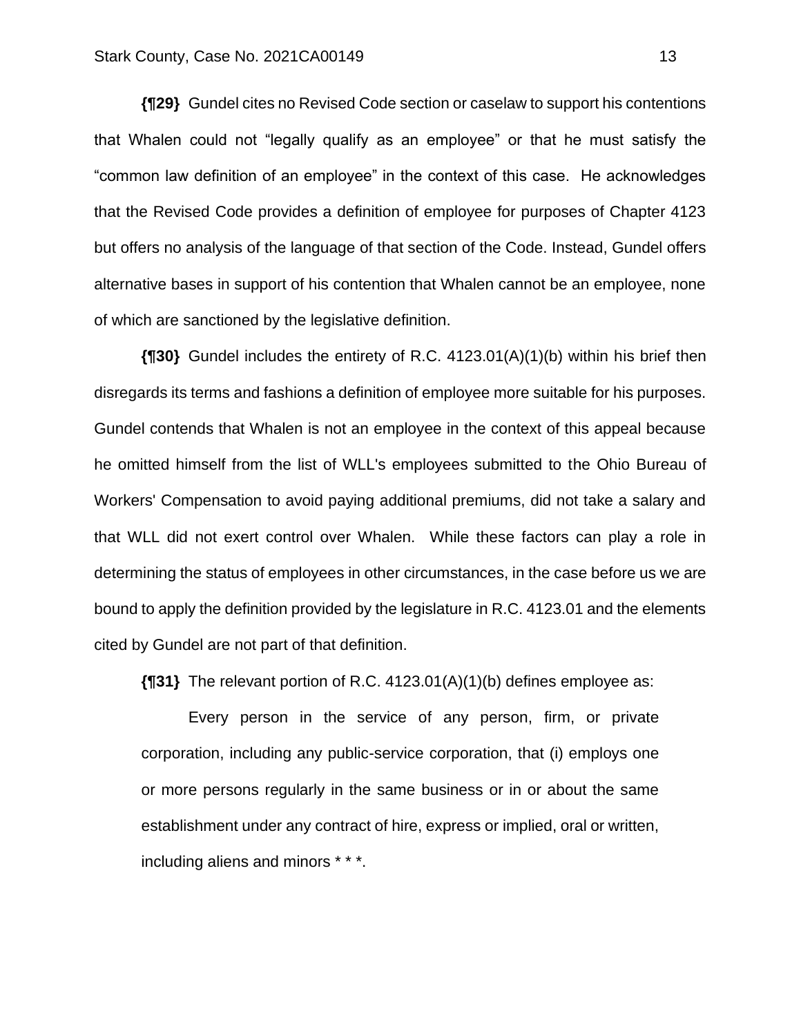**{¶29}** Gundel cites no Revised Code section or caselaw to support his contentions that Whalen could not "legally qualify as an employee" or that he must satisfy the "common law definition of an employee" in the context of this case. He acknowledges that the Revised Code provides a definition of employee for purposes of Chapter 4123 but offers no analysis of the language of that section of the Code. Instead, Gundel offers alternative bases in support of his contention that Whalen cannot be an employee, none of which are sanctioned by the legislative definition.

**{¶30}** Gundel includes the entirety of R.C. 4123.01(A)(1)(b) within his brief then disregards its terms and fashions a definition of employee more suitable for his purposes. Gundel contends that Whalen is not an employee in the context of this appeal because he omitted himself from the list of WLL's employees submitted to the Ohio Bureau of Workers' Compensation to avoid paying additional premiums, did not take a salary and that WLL did not exert control over Whalen. While these factors can play a role in determining the status of employees in other circumstances, in the case before us we are bound to apply the definition provided by the legislature in R.C. 4123.01 and the elements cited by Gundel are not part of that definition.

**{¶31}** The relevant portion of R.C. 4123.01(A)(1)(b) defines employee as:

> Every person in the service of any person, firm, or private corporation, including any public-service corporation, that (i) employs one or more persons regularly in the same business or in or about the same establishment under any contract of hire, express or implied, oral or written, including aliens and minors * * *.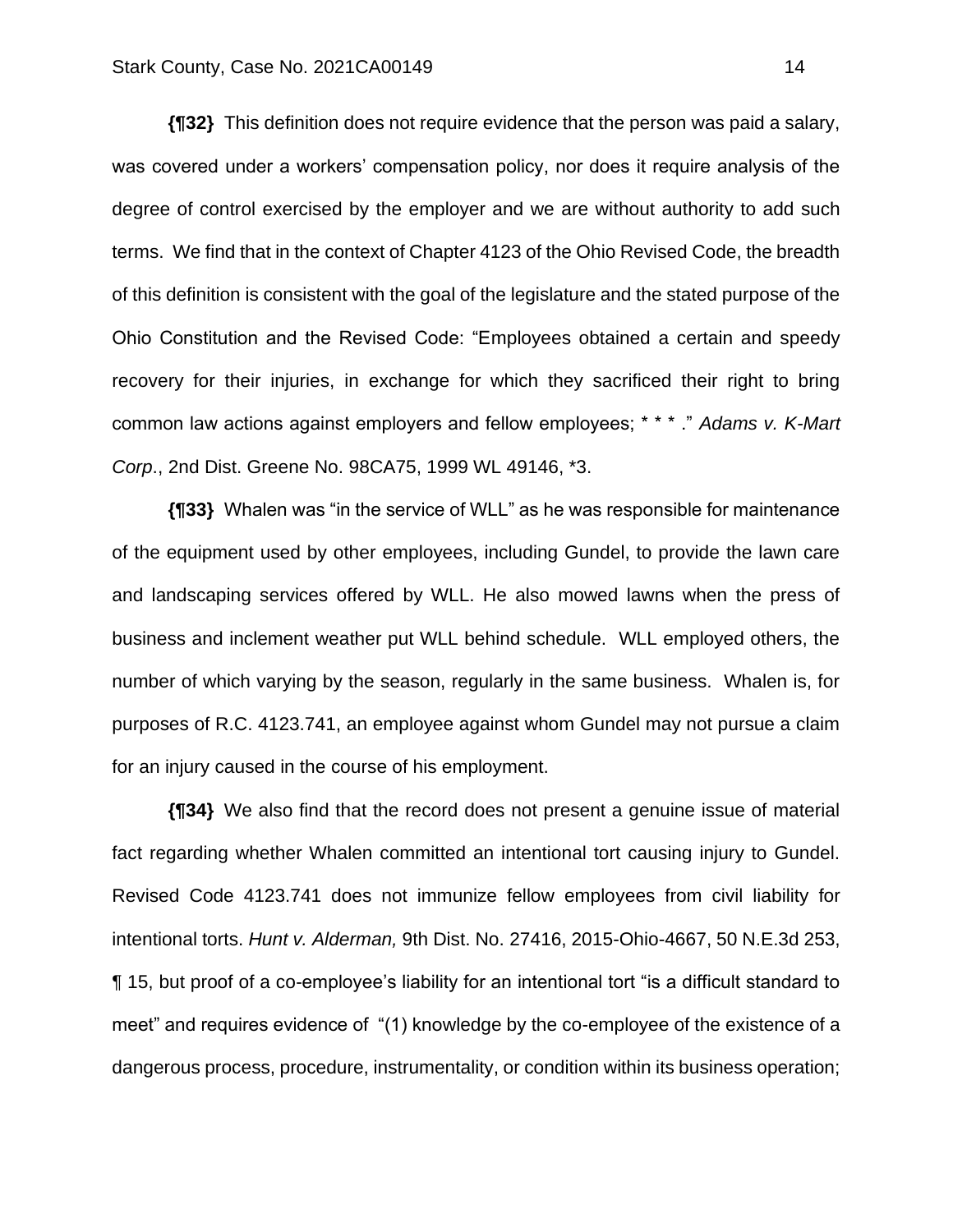**{¶32}** This definition does not require evidence that the person was paid a salary, was covered under a workers' compensation policy, nor does it require analysis of the degree of control exercised by the employer and we are without authority to add such terms. We find that in the context of Chapter 4123 of the Ohio Revised Code, the breadth of this definition is consistent with the goal of the legislature and the stated purpose of the Ohio Constitution and the Revised Code: "Employees obtained a certain and speedy recovery for their injuries, in exchange for which they sacrificed their right to bring common law actions against employers and fellow employees; * * * ." *Adams v. K-Mart Corp*., 2nd Dist. Greene No. 98CA75, 1999 WL 49146, *3.

**{¶33}** Whalen was "in the service of WLL" as he was responsible for maintenance of the equipment used by other employees, including Gundel, to provide the lawn care and landscaping services offered by WLL. He also mowed lawns when the press of business and inclement weather put WLL behind schedule. WLL employed others, the number of which varying by the season, regularly in the same business. Whalen is, for purposes of R.C. 4123.741, an employee against whom Gundel may not pursue a claim for an injury caused in the course of his employment.

**{¶34}** We also find that the record does not present a genuine issue of material fact regarding whether Whalen committed an intentional tort causing injury to Gundel. Revised Code 4123.741 does not immunize fellow employees from civil liability for intentional torts. *Hunt v. Alderman,* 9th Dist. No. 27416, 2015-Ohio-4667, 50 N.E.3d 253, ¶ 15, but proof of a co-employee's liability for an intentional tort "is a difficult standard to meet" and requires evidence of "(1) knowledge by the co-employee of the existence of a dangerous process, procedure, instrumentality, or condition within its business operation;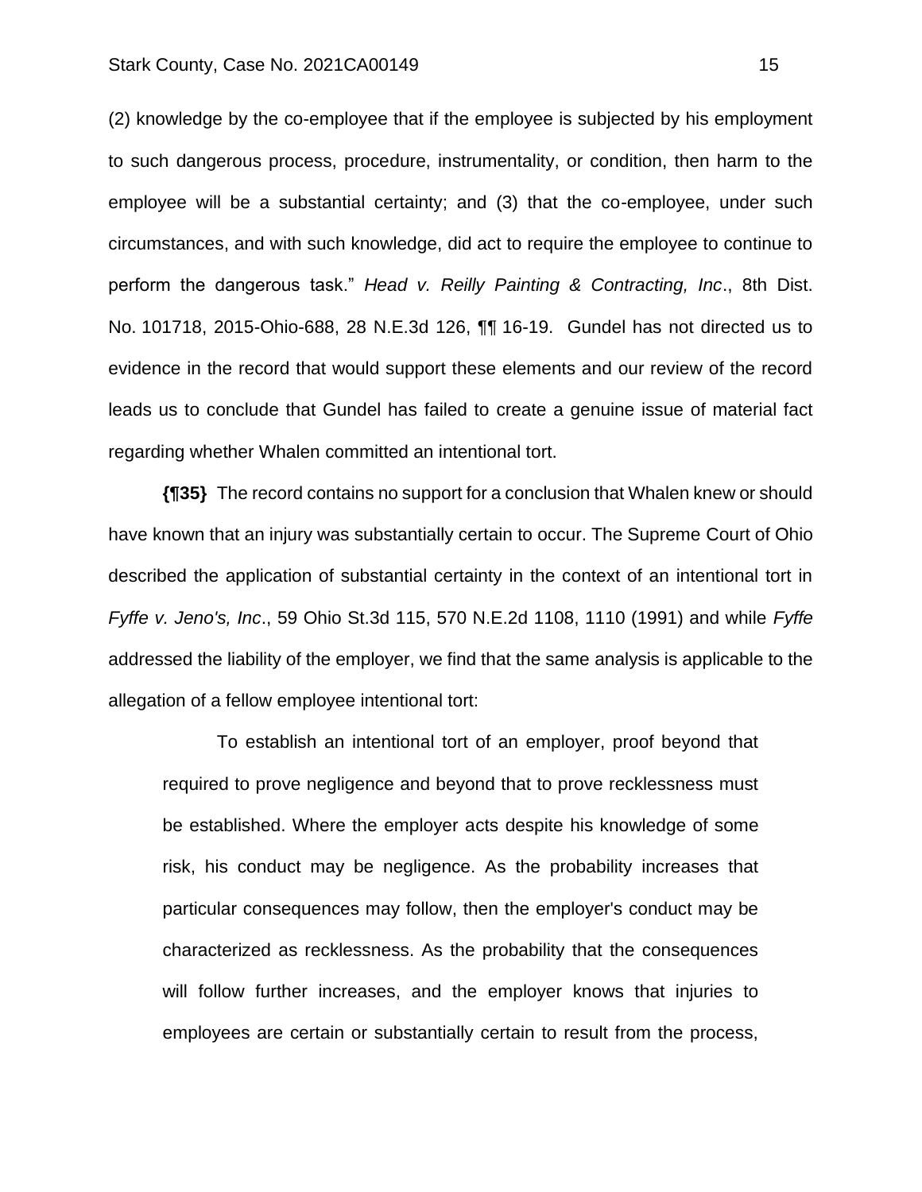(2) knowledge by the co-employee that if the employee is subjected by his employment to such dangerous process, procedure, instrumentality, or condition, then harm to the employee will be a substantial certainty; and (3) that the co-employee, under such circumstances, and with such knowledge, did act to require the employee to continue to perform the dangerous task." *Head v. Reilly Painting & Contracting, Inc*., 8th Dist. No. 101718, 2015-Ohio-688, 28 N.E.3d 126, ¶¶ 16-19. Gundel has not directed us to evidence in the record that would support these elements and our review of the record leads us to conclude that Gundel has failed to create a genuine issue of material fact regarding whether Whalen committed an intentional tort.

**{¶35}** The record contains no support for a conclusion that Whalen knew or should have known that an injury was substantially certain to occur. The Supreme Court of Ohio described the application of substantial certainty in the context of an intentional tort in *Fyffe v. Jeno's, Inc*., 59 Ohio St.3d 115, 570 N.E.2d 1108, 1110 (1991) and while *Fyffe* addressed the liability of the employer, we find that the same analysis is applicable to the allegation of a fellow employee intentional tort:

> To establish an intentional tort of an employer, proof beyond that required to prove negligence and beyond that to prove recklessness must be established. Where the employer acts despite his knowledge of some risk, his conduct may be negligence. As the probability increases that particular consequences may follow, then the employer's conduct may be characterized as recklessness. As the probability that the consequences will follow further increases, and the employer knows that injuries to employees are certain or substantially certain to result from the process,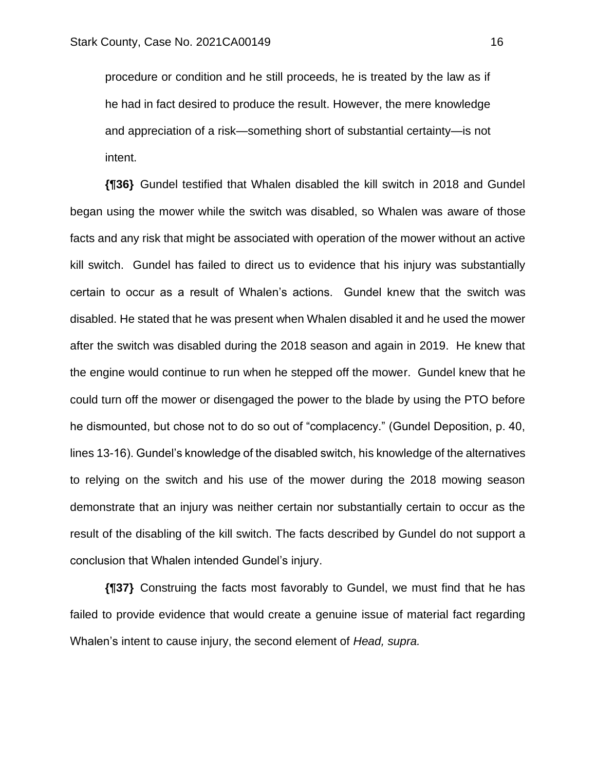> procedure or condition and he still proceeds, he is treated by the law as if he had in fact desired to produce the result. However, the mere knowledge and appreciation of a risk—something short of substantial certainty—is not intent.

**{¶36}** Gundel testified that Whalen disabled the kill switch in 2018 and Gundel began using the mower while the switch was disabled, so Whalen was aware of those facts and any risk that might be associated with operation of the mower without an active kill switch. Gundel has failed to direct us to evidence that his injury was substantially certain to occur as a result of Whalen's actions. Gundel knew that the switch was disabled. He stated that he was present when Whalen disabled it and he used the mower after the switch was disabled during the 2018 season and again in 2019. He knew that the engine would continue to run when he stepped off the mower. Gundel knew that he could turn off the mower or disengaged the power to the blade by using the PTO before he dismounted, but chose not to do so out of "complacency." (Gundel Deposition, p. 40, lines 13-16). Gundel's knowledge of the disabled switch, his knowledge of the alternatives to relying on the switch and his use of the mower during the 2018 mowing season demonstrate that an injury was neither certain nor substantially certain to occur as the result of the disabling of the kill switch. The facts described by Gundel do not support a conclusion that Whalen intended Gundel's injury.

**{¶37}** Construing the facts most favorably to Gundel, we must find that he has failed to provide evidence that would create a genuine issue of material fact regarding Whalen's intent to cause injury, the second element of *Head, supra.*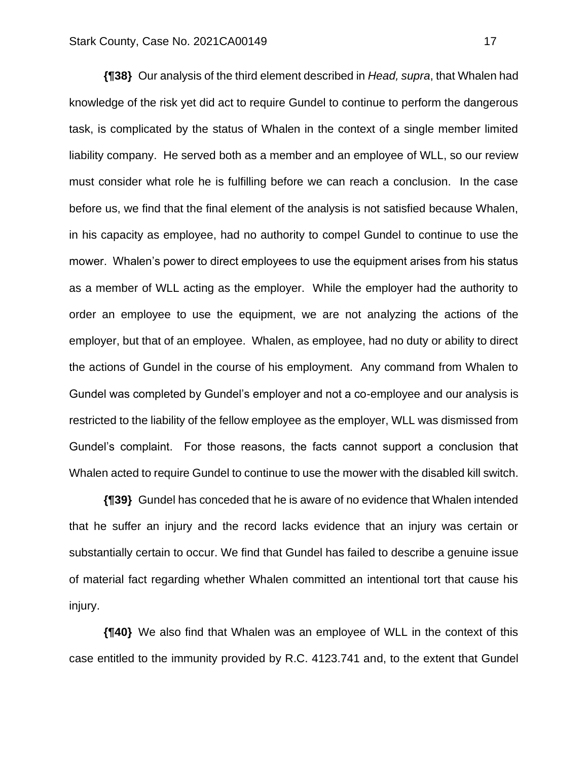**{¶38}** Our analysis of the third element described in *Head, supra*, that Whalen had knowledge of the risk yet did act to require Gundel to continue to perform the dangerous task, is complicated by the status of Whalen in the context of a single member limited liability company. He served both as a member and an employee of WLL, so our review must consider what role he is fulfilling before we can reach a conclusion. In the case before us, we find that the final element of the analysis is not satisfied because Whalen, in his capacity as employee, had no authority to compel Gundel to continue to use the mower. Whalen's power to direct employees to use the equipment arises from his status as a member of WLL acting as the employer. While the employer had the authority to order an employee to use the equipment, we are not analyzing the actions of the employer, but that of an employee. Whalen, as employee, had no duty or ability to direct the actions of Gundel in the course of his employment. Any command from Whalen to Gundel was completed by Gundel's employer and not a co-employee and our analysis is restricted to the liability of the fellow employee as the employer, WLL was dismissed from Gundel's complaint. For those reasons, the facts cannot support a conclusion that Whalen acted to require Gundel to continue to use the mower with the disabled kill switch.

**{¶39}** Gundel has conceded that he is aware of no evidence that Whalen intended that he suffer an injury and the record lacks evidence that an injury was certain or substantially certain to occur. We find that Gundel has failed to describe a genuine issue of material fact regarding whether Whalen committed an intentional tort that cause his injury.

**{¶40}** We also find that Whalen was an employee of WLL in the context of this case entitled to the immunity provided by R.C. 4123.741 and, to the extent that Gundel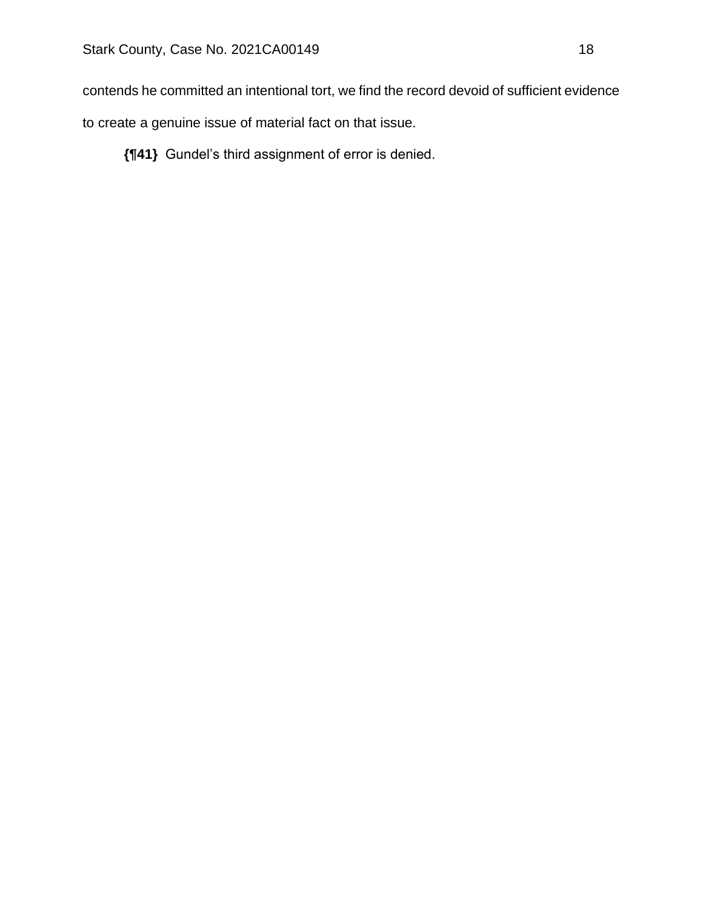contends he committed an intentional tort, we find the record devoid of sufficient evidence to create a genuine issue of material fact on that issue.

**{¶41}** Gundel's third assignment of error is denied.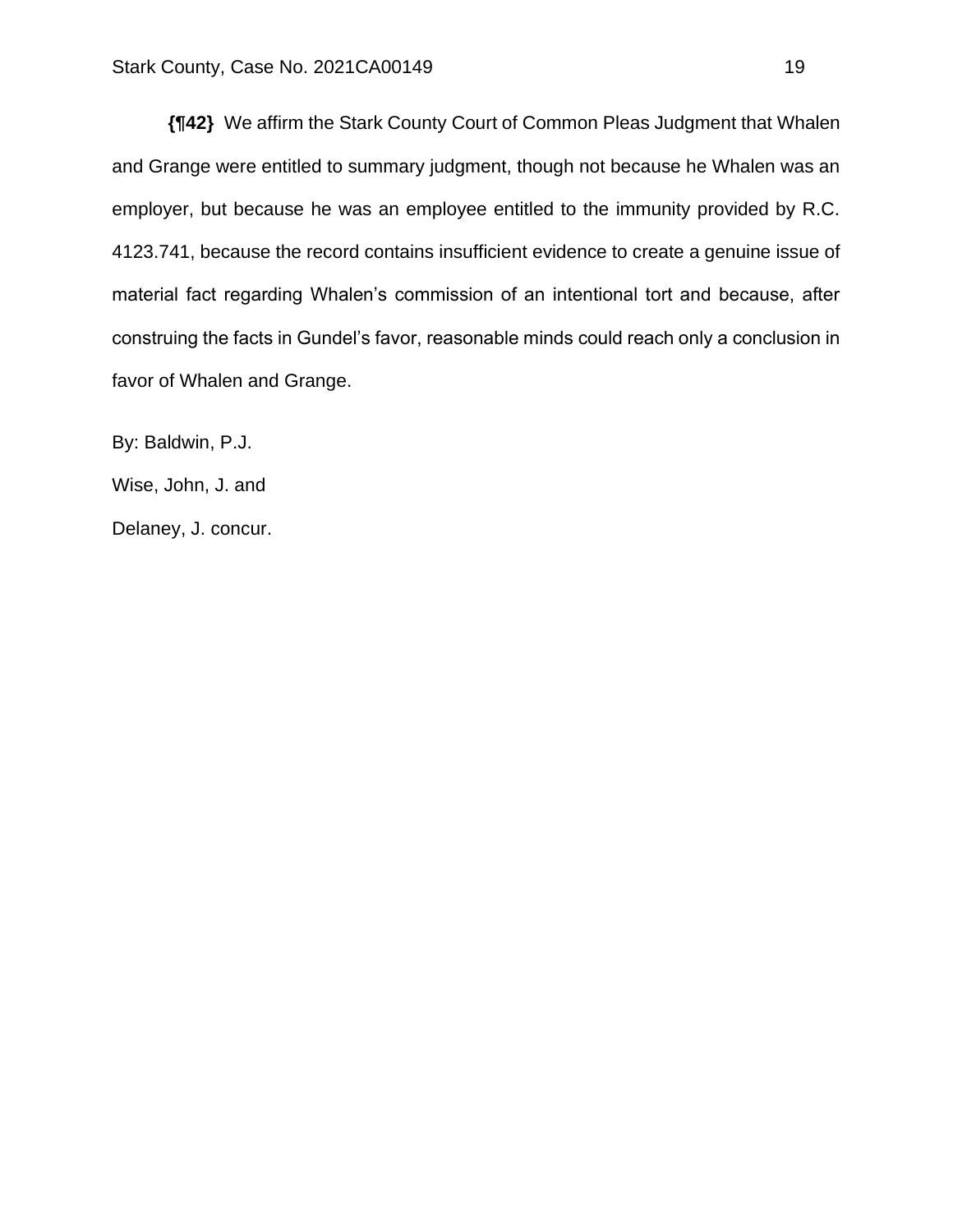**{¶42}** We affirm the Stark County Court of Common Pleas Judgment that Whalen and Grange were entitled to summary judgment, though not because he Whalen was an employer, but because he was an employee entitled to the immunity provided by R.C. 4123.741, because the record contains insufficient evidence to create a genuine issue of material fact regarding Whalen's commission of an intentional tort and because, after construing the facts in Gundel's favor, reasonable minds could reach only a conclusion in favor of Whalen and Grange.

By: Baldwin, P.J.

Wise, John, J. and

Delaney, J. concur.